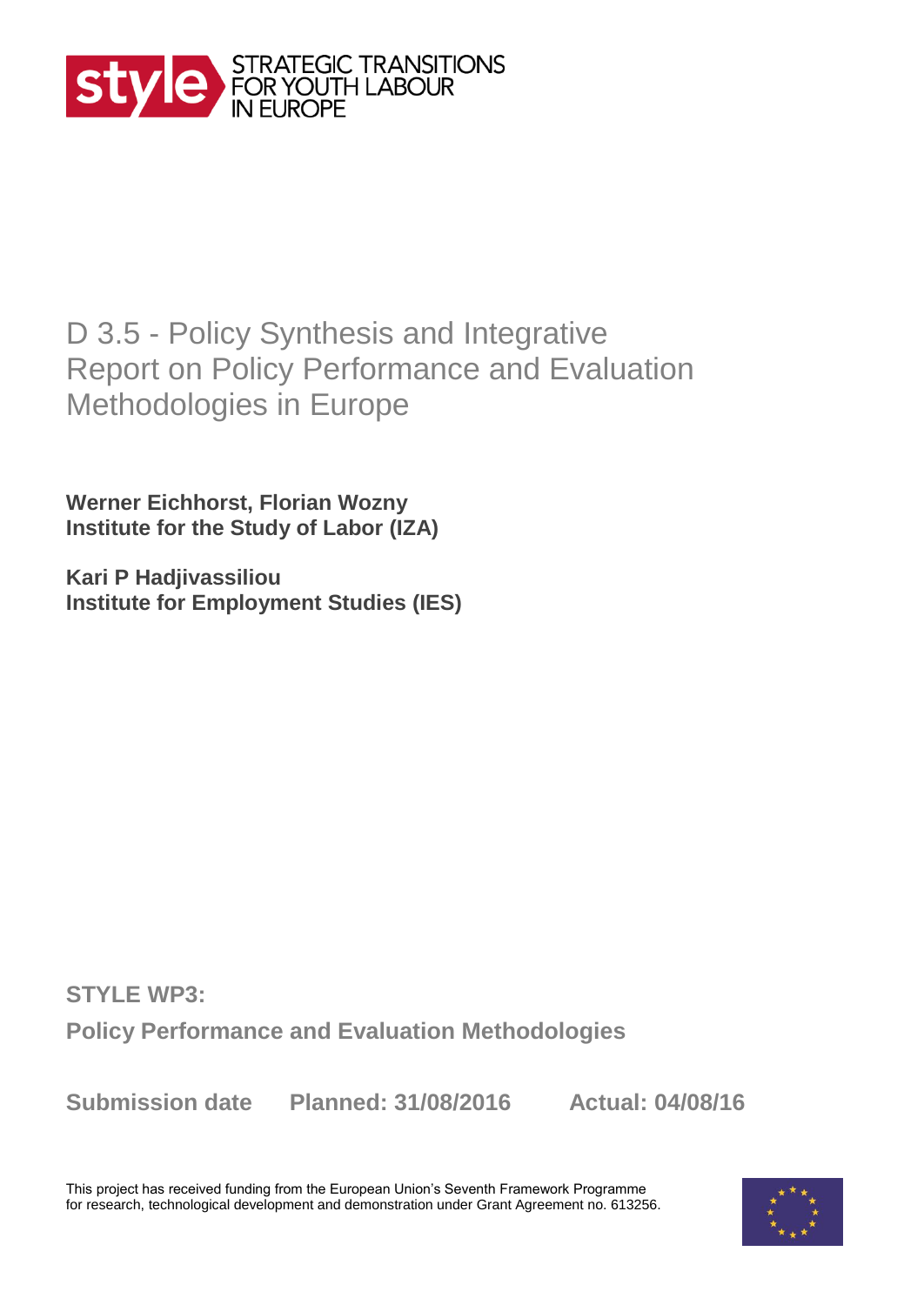style STRATEGIC TRANSITIONS FOR YOUTH LABOUR IN EUROPE

# D 3.5 - Policy Synthesis and Integrative Report on Policy Performance and Evaluation Methodologies in Europe

**Werner Eichhorst, Florian Wozny**
**Institute for the Study of Labor (IZA)**

**Kari P Hadjivassiliou**
**Institute for Employment Studies (IES)**

**STYLE WP3:**

**Policy Performance and Evaluation Methodologies**

**Submission date** **Planned: 31/08/2016** **Actual: 04/08/16**

This project has received funding from the European Union's Seventh Framework Programme for research, technological development and demonstration under Grant Agreement no. 613256.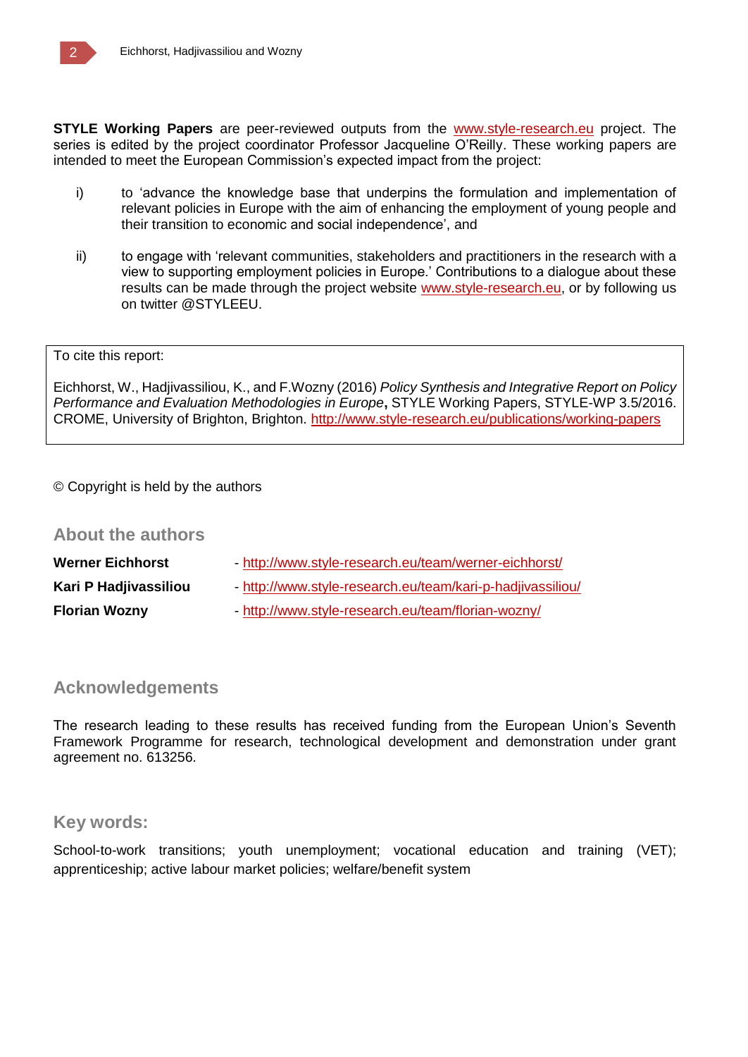**STYLE Working Papers** are peer-reviewed outputs from the www.style-research.eu project. The series is edited by the project coordinator Professor Jacqueline O'Reilly. These working papers are intended to meet the European Commission's expected impact from the project:

i) to 'advance the knowledge base that underpins the formulation and implementation of relevant policies in Europe with the aim of enhancing the employment of young people and their transition to economic and social independence', and

ii) to engage with 'relevant communities, stakeholders and practitioners in the research with a view to supporting employment policies in Europe.' Contributions to a dialogue about these results can be made through the project website www.style-research.eu, or by following us on twitter @STYLEEU.

To cite this report:

Eichhorst, W., Hadjivassiliou, K., and F.Wozny (2016) *Policy Synthesis and Integrative Report on Policy Performance and Evaluation Methodologies in Europe*, STYLE Working Papers, STYLE-WP 3.5/2016. CROME, University of Brighton, Brighton. http://www.style-research.eu/publications/working-papers

© Copyright is held by the authors

## About the authors

**Werner Eichhorst** - http://www.style-research.eu/team/werner-eichhorst/

**Kari P Hadjivassiliou** - http://www.style-research.eu/team/kari-p-hadjivassiliou/

**Florian Wozny** - http://www.style-research.eu/team/florian-wozny/

## Acknowledgements

The research leading to these results has received funding from the European Union's Seventh Framework Programme for research, technological development and demonstration under grant agreement no. 613256.

## Key words:

School-to-work transitions; youth unemployment; vocational education and training (VET); apprenticeship; active labour market policies; welfare/benefit system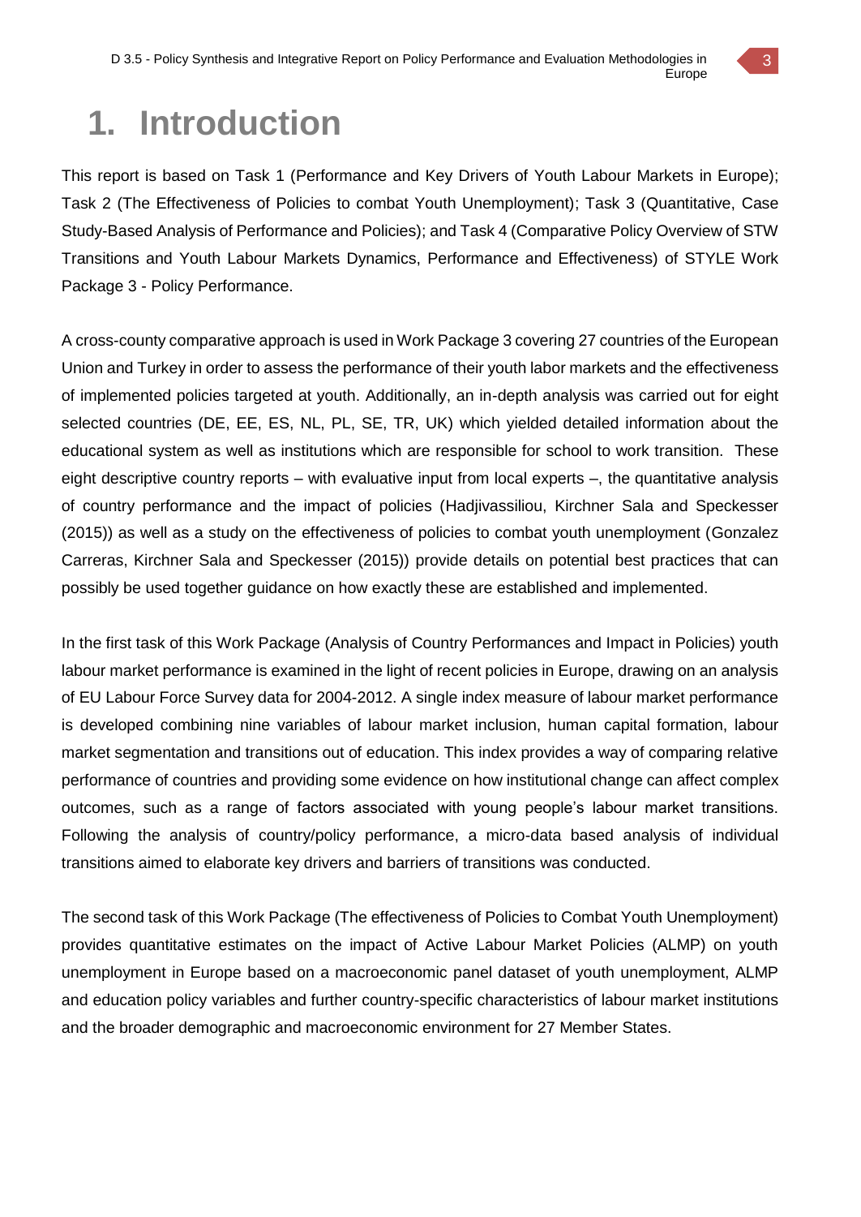# 1. Introduction

This report is based on Task 1 (Performance and Key Drivers of Youth Labour Markets in Europe); Task 2 (The Effectiveness of Policies to combat Youth Unemployment); Task 3 (Quantitative, Case Study-Based Analysis of Performance and Policies); and Task 4 (Comparative Policy Overview of STW Transitions and Youth Labour Markets Dynamics, Performance and Effectiveness) of STYLE Work Package 3 - Policy Performance.

A cross-county comparative approach is used in Work Package 3 covering 27 countries of the European Union and Turkey in order to assess the performance of their youth labor markets and the effectiveness of implemented policies targeted at youth. Additionally, an in-depth analysis was carried out for eight selected countries (DE, EE, ES, NL, PL, SE, TR, UK) which yielded detailed information about the educational system as well as institutions which are responsible for school to work transition. These eight descriptive country reports – with evaluative input from local experts –, the quantitative analysis of country performance and the impact of policies (Hadjivassiliou, Kirchner Sala and Speckesser (2015)) as well as a study on the effectiveness of policies to combat youth unemployment (Gonzalez Carreras, Kirchner Sala and Speckesser (2015)) provide details on potential best practices that can possibly be used together guidance on how exactly these are established and implemented.

In the first task of this Work Package (Analysis of Country Performances and Impact in Policies) youth labour market performance is examined in the light of recent policies in Europe, drawing on an analysis of EU Labour Force Survey data for 2004-2012. A single index measure of labour market performance is developed combining nine variables of labour market inclusion, human capital formation, labour market segmentation and transitions out of education. This index provides a way of comparing relative performance of countries and providing some evidence on how institutional change can affect complex outcomes, such as a range of factors associated with young people's labour market transitions. Following the analysis of country/policy performance, a micro-data based analysis of individual transitions aimed to elaborate key drivers and barriers of transitions was conducted.

The second task of this Work Package (The effectiveness of Policies to Combat Youth Unemployment) provides quantitative estimates on the impact of Active Labour Market Policies (ALMP) on youth unemployment in Europe based on a macroeconomic panel dataset of youth unemployment, ALMP and education policy variables and further country-specific characteristics of labour market institutions and the broader demographic and macroeconomic environment for 27 Member States.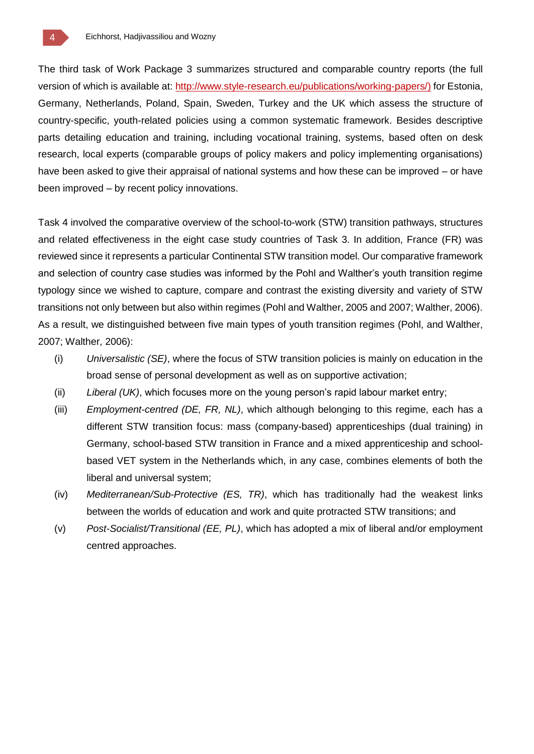The third task of Work Package 3 summarizes structured and comparable country reports (the full version of which is available at: [http://www.style-research.eu/publications/working-papers/)](http://www.style-research.eu/publications/working-papers/) for Estonia, Germany, Netherlands, Poland, Spain, Sweden, Turkey and the UK which assess the structure of country-specific, youth-related policies using a common systematic framework. Besides descriptive parts detailing education and training, including vocational training, systems, based often on desk research, local experts (comparable groups of policy makers and policy implementing organisations) have been asked to give their appraisal of national systems and how these can be improved – or have been improved – by recent policy innovations.

Task 4 involved the comparative overview of the school-to-work (STW) transition pathways, structures and related effectiveness in the eight case study countries of Task 3. In addition, France (FR) was reviewed since it represents a particular Continental STW transition model. Our comparative framework and selection of country case studies was informed by the Pohl and Walther's youth transition regime typology since we wished to capture, compare and contrast the existing diversity and variety of STW transitions not only between but also within regimes (Pohl and Walther, 2005 and 2007; Walther, 2006). As a result, we distinguished between five main types of youth transition regimes (Pohl, and Walther, 2007; Walther, 2006):

(i) *Universalistic (SE)*, where the focus of STW transition policies is mainly on education in the broad sense of personal development as well as on supportive activation;

(ii) *Liberal (UK)*, which focuses more on the young person's rapid labour market entry;

(iii) *Employment-centred (DE, FR, NL)*, which although belonging to this regime, each has a different STW transition focus: mass (company-based) apprenticeships (dual training) in Germany, school-based STW transition in France and a mixed apprenticeship and school-based VET system in the Netherlands which, in any case, combines elements of both the liberal and universal system;

(iv) *Mediterranean/Sub-Protective (ES, TR)*, which has traditionally had the weakest links between the worlds of education and work and quite protracted STW transitions; and

(v) *Post-Socialist/Transitional (EE, PL)*, which has adopted a mix of liberal and/or employment centred approaches.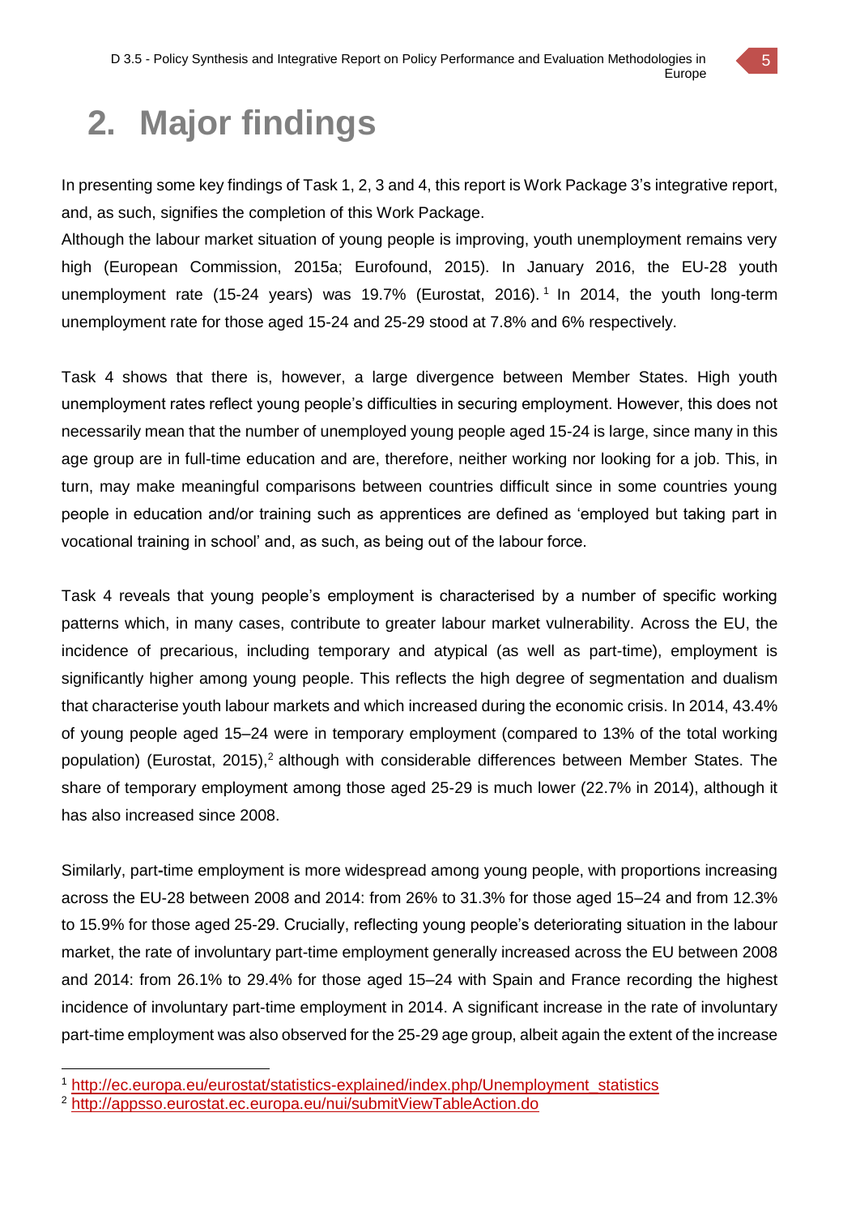# 2. Major findings

In presenting some key findings of Task 1, 2, 3 and 4, this report is Work Package 3's integrative report, and, as such, signifies the completion of this Work Package.
Although the labour market situation of young people is improving, youth unemployment remains very high (European Commission, 2015a; Eurofound, 2015). In January 2016, the EU-28 youth unemployment rate (15-24 years) was 19.7% (Eurostat, 2016).[1] In 2014, the youth long-term unemployment rate for those aged 15-24 and 25-29 stood at 7.8% and 6% respectively.

Task 4 shows that there is, however, a large divergence between Member States. High youth unemployment rates reflect young people's difficulties in securing employment. However, this does not necessarily mean that the number of unemployed young people aged 15-24 is large, since many in this age group are in full-time education and are, therefore, neither working nor looking for a job. This, in turn, may make meaningful comparisons between countries difficult since in some countries young people in education and/or training such as apprentices are defined as 'employed but taking part in vocational training in school' and, as such, as being out of the labour force.

Task 4 reveals that young people's employment is characterised by a number of specific working patterns which, in many cases, contribute to greater labour market vulnerability. Across the EU, the incidence of precarious, including temporary and atypical (as well as part-time), employment is significantly higher among young people. This reflects the high degree of segmentation and dualism that characterise youth labour markets and which increased during the economic crisis. In 2014, 43.4% of young people aged 15–24 were in temporary employment (compared to 13% of the total working population) (Eurostat, 2015),[2] although with considerable differences between Member States. The share of temporary employment among those aged 25-29 is much lower (22.7% in 2014), although it has also increased since 2008.

Similarly, part-time employment is more widespread among young people, with proportions increasing across the EU-28 between 2008 and 2014: from 26% to 31.3% for those aged 15–24 and from 12.3% to 15.9% for those aged 25-29. Crucially, reflecting young people's deteriorating situation in the labour market, the rate of involuntary part-time employment generally increased across the EU between 2008 and 2014: from 26.1% to 29.4% for those aged 15–24 with Spain and France recording the highest incidence of involuntary part-time employment in 2014. A significant increase in the rate of involuntary part-time employment was also observed for the 25-29 age group, albeit again the extent of the increase

[1] http://ec.europa.eu/eurostat/statistics-explained/index.php/Unemployment_statistics
[2] http://appsso.eurostat.ec.europa.eu/nui/submitViewTableAction.do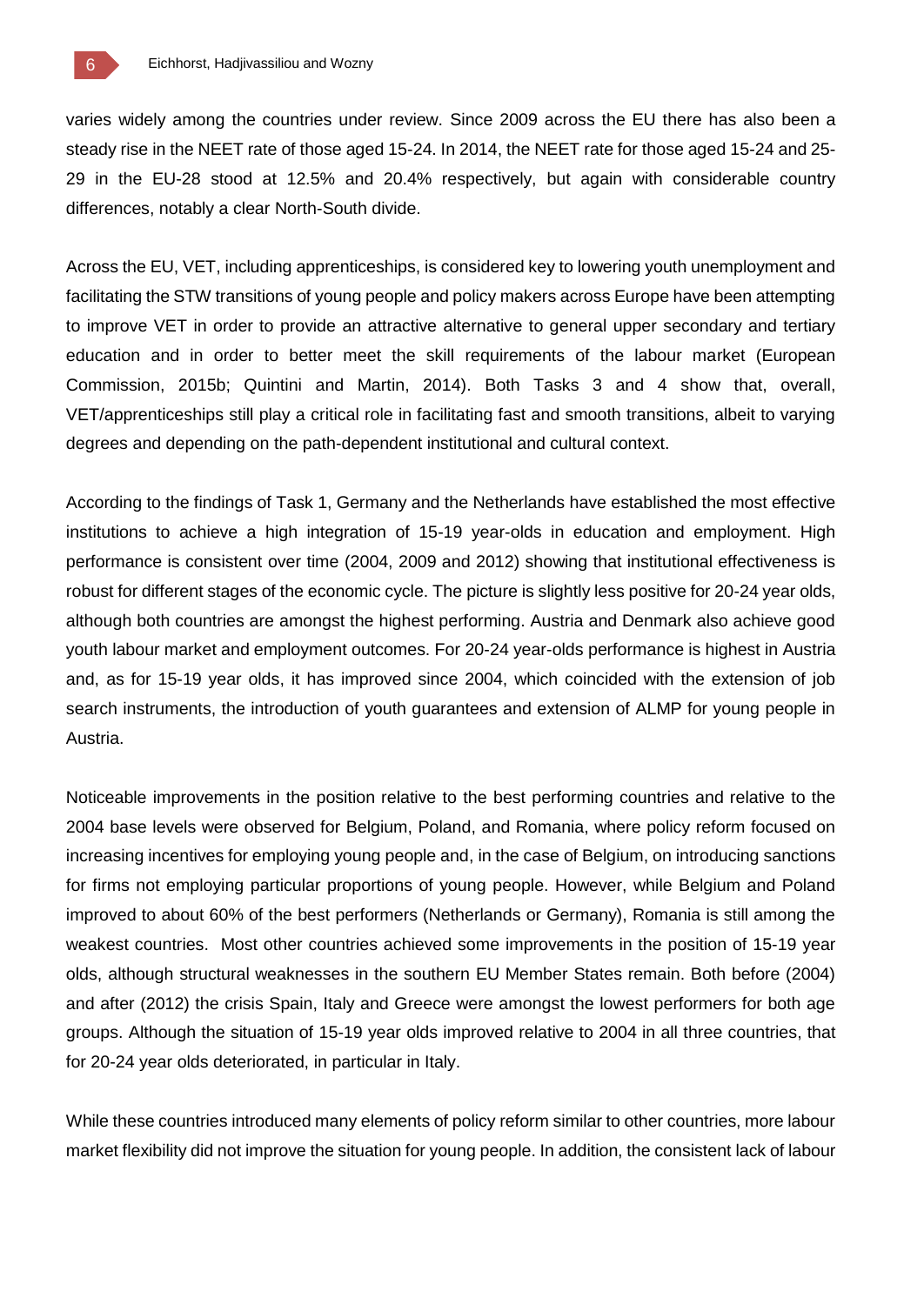varies widely among the countries under review. Since 2009 across the EU there has also been a steady rise in the NEET rate of those aged 15-24. In 2014, the NEET rate for those aged 15-24 and 25-29 in the EU-28 stood at 12.5% and 20.4% respectively, but again with considerable country differences, notably a clear North-South divide.

Across the EU, VET, including apprenticeships, is considered key to lowering youth unemployment and facilitating the STW transitions of young people and policy makers across Europe have been attempting to improve VET in order to provide an attractive alternative to general upper secondary and tertiary education and in order to better meet the skill requirements of the labour market (European Commission, 2015b; Quintini and Martin, 2014). Both Tasks 3 and 4 show that, overall, VET/apprenticeships still play a critical role in facilitating fast and smooth transitions, albeit to varying degrees and depending on the path-dependent institutional and cultural context.

According to the findings of Task 1, Germany and the Netherlands have established the most effective institutions to achieve a high integration of 15-19 year-olds in education and employment. High performance is consistent over time (2004, 2009 and 2012) showing that institutional effectiveness is robust for different stages of the economic cycle. The picture is slightly less positive for 20-24 year olds, although both countries are amongst the highest performing. Austria and Denmark also achieve good youth labour market and employment outcomes. For 20-24 year-olds performance is highest in Austria and, as for 15-19 year olds, it has improved since 2004, which coincided with the extension of job search instruments, the introduction of youth guarantees and extension of ALMP for young people in Austria.

Noticeable improvements in the position relative to the best performing countries and relative to the 2004 base levels were observed for Belgium, Poland, and Romania, where policy reform focused on increasing incentives for employing young people and, in the case of Belgium, on introducing sanctions for firms not employing particular proportions of young people. However, while Belgium and Poland improved to about 60% of the best performers (Netherlands or Germany), Romania is still among the weakest countries. Most other countries achieved some improvements in the position of 15-19 year olds, although structural weaknesses in the southern EU Member States remain. Both before (2004) and after (2012) the crisis Spain, Italy and Greece were amongst the lowest performers for both age groups. Although the situation of 15-19 year olds improved relative to 2004 in all three countries, that for 20-24 year olds deteriorated, in particular in Italy.

While these countries introduced many elements of policy reform similar to other countries, more labour market flexibility did not improve the situation for young people. In addition, the consistent lack of labour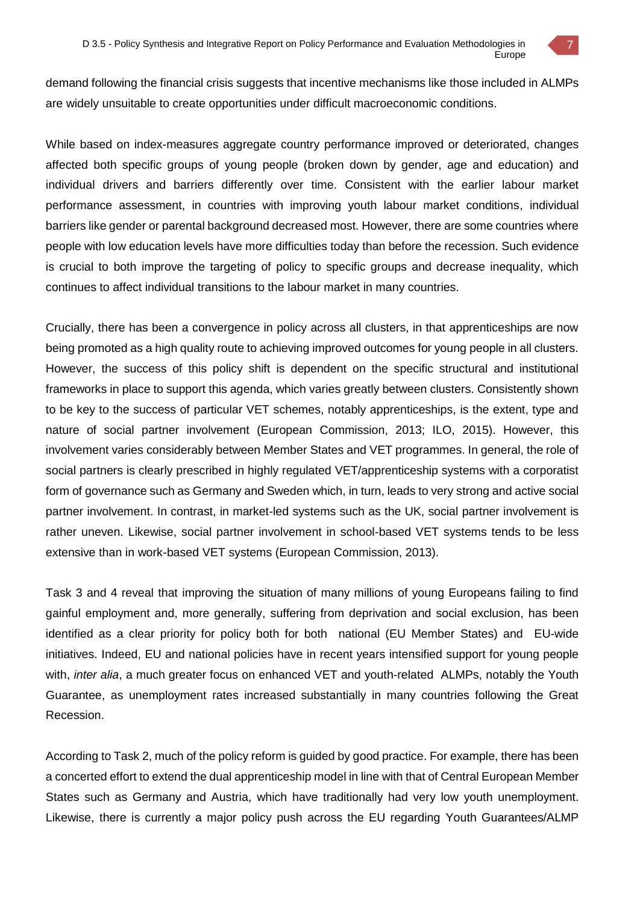demand following the financial crisis suggests that incentive mechanisms like those included in ALMPs are widely unsuitable to create opportunities under difficult macroeconomic conditions.

While based on index-measures aggregate country performance improved or deteriorated, changes affected both specific groups of young people (broken down by gender, age and education) and individual drivers and barriers differently over time. Consistent with the earlier labour market performance assessment, in countries with improving youth labour market conditions, individual barriers like gender or parental background decreased most. However, there are some countries where people with low education levels have more difficulties today than before the recession. Such evidence is crucial to both improve the targeting of policy to specific groups and decrease inequality, which continues to affect individual transitions to the labour market in many countries.

Crucially, there has been a convergence in policy across all clusters, in that apprenticeships are now being promoted as a high quality route to achieving improved outcomes for young people in all clusters. However, the success of this policy shift is dependent on the specific structural and institutional frameworks in place to support this agenda, which varies greatly between clusters. Consistently shown to be key to the success of particular VET schemes, notably apprenticeships, is the extent, type and nature of social partner involvement (European Commission, 2013; ILO, 2015). However, this involvement varies considerably between Member States and VET programmes. In general, the role of social partners is clearly prescribed in highly regulated VET/apprenticeship systems with a corporatist form of governance such as Germany and Sweden which, in turn, leads to very strong and active social partner involvement. In contrast, in market-led systems such as the UK, social partner involvement is rather uneven. Likewise, social partner involvement in school-based VET systems tends to be less extensive than in work-based VET systems (European Commission, 2013).

Task 3 and 4 reveal that improving the situation of many millions of young Europeans failing to find gainful employment and, more generally, suffering from deprivation and social exclusion, has been identified as a clear priority for policy both for both national (EU Member States) and EU-wide initiatives. Indeed, EU and national policies have in recent years intensified support for young people with, *inter alia*, a much greater focus on enhanced VET and youth-related ALMPs, notably the Youth Guarantee, as unemployment rates increased substantially in many countries following the Great Recession.

According to Task 2, much of the policy reform is guided by good practice. For example, there has been a concerted effort to extend the dual apprenticeship model in line with that of Central European Member States such as Germany and Austria, which have traditionally had very low youth unemployment. Likewise, there is currently a major policy push across the EU regarding Youth Guarantees/ALMP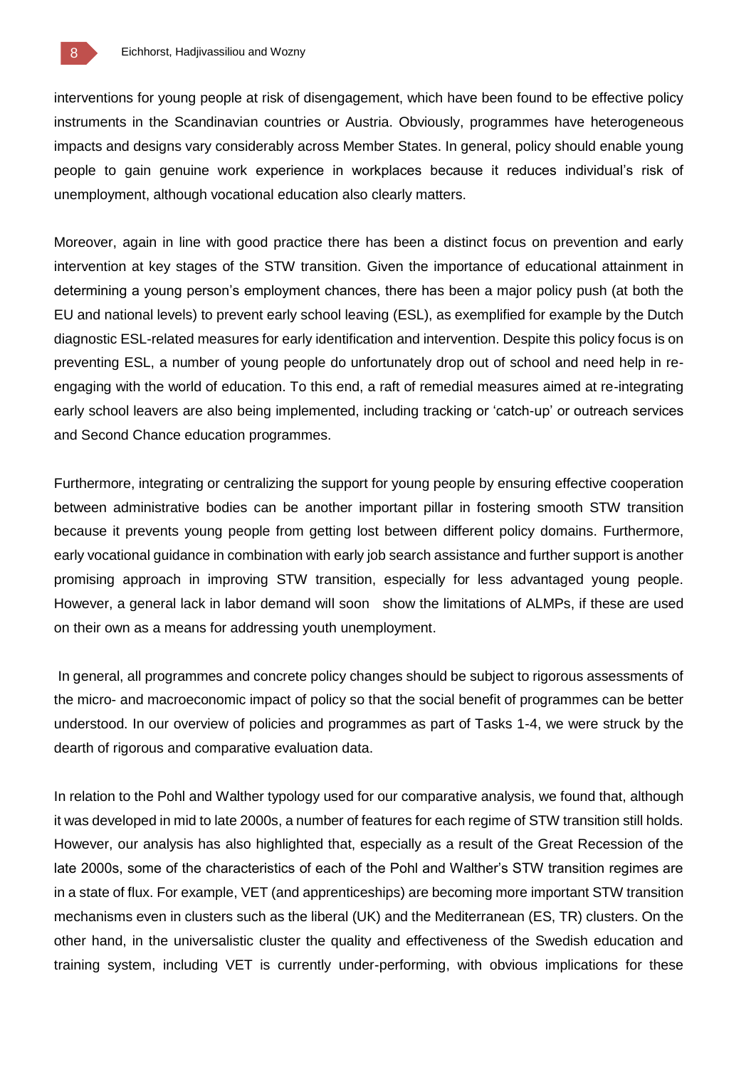interventions for young people at risk of disengagement, which have been found to be effective policy instruments in the Scandinavian countries or Austria. Obviously, programmes have heterogeneous impacts and designs vary considerably across Member States. In general, policy should enable young people to gain genuine work experience in workplaces because it reduces individual's risk of unemployment, although vocational education also clearly matters.

Moreover, again in line with good practice there has been a distinct focus on prevention and early intervention at key stages of the STW transition. Given the importance of educational attainment in determining a young person's employment chances, there has been a major policy push (at both the EU and national levels) to prevent early school leaving (ESL), as exemplified for example by the Dutch diagnostic ESL-related measures for early identification and intervention. Despite this policy focus is on preventing ESL, a number of young people do unfortunately drop out of school and need help in re-engaging with the world of education. To this end, a raft of remedial measures aimed at re-integrating early school leavers are also being implemented, including tracking or 'catch-up' or outreach services and Second Chance education programmes.

Furthermore, integrating or centralizing the support for young people by ensuring effective cooperation between administrative bodies can be another important pillar in fostering smooth STW transition because it prevents young people from getting lost between different policy domains. Furthermore, early vocational guidance in combination with early job search assistance and further support is another promising approach in improving STW transition, especially for less advantaged young people. However, a general lack in labor demand will soon show the limitations of ALMPs, if these are used on their own as a means for addressing youth unemployment.

In general, all programmes and concrete policy changes should be subject to rigorous assessments of the micro- and macroeconomic impact of policy so that the social benefit of programmes can be better understood. In our overview of policies and programmes as part of Tasks 1-4, we were struck by the dearth of rigorous and comparative evaluation data.

In relation to the Pohl and Walther typology used for our comparative analysis, we found that, although it was developed in mid to late 2000s, a number of features for each regime of STW transition still holds. However, our analysis has also highlighted that, especially as a result of the Great Recession of the late 2000s, some of the characteristics of each of the Pohl and Walther's STW transition regimes are in a state of flux. For example, VET (and apprenticeships) are becoming more important STW transition mechanisms even in clusters such as the liberal (UK) and the Mediterranean (ES, TR) clusters. On the other hand, in the universalistic cluster the quality and effectiveness of the Swedish education and training system, including VET is currently under-performing, with obvious implications for these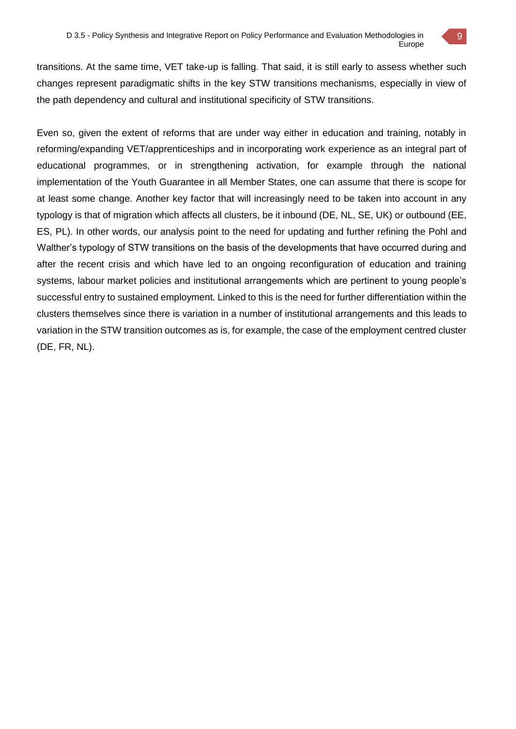transitions. At the same time, VET take-up is falling. That said, it is still early to assess whether such changes represent paradigmatic shifts in the key STW transitions mechanisms, especially in view of the path dependency and cultural and institutional specificity of STW transitions.

Even so, given the extent of reforms that are under way either in education and training, notably in reforming/expanding VET/apprenticeships and in incorporating work experience as an integral part of educational programmes, or in strengthening activation, for example through the national implementation of the Youth Guarantee in all Member States, one can assume that there is scope for at least some change. Another key factor that will increasingly need to be taken into account in any typology is that of migration which affects all clusters, be it inbound (DE, NL, SE, UK) or outbound (EE, ES, PL). In other words, our analysis point to the need for updating and further refining the Pohl and Walther's typology of STW transitions on the basis of the developments that have occurred during and after the recent crisis and which have led to an ongoing reconfiguration of education and training systems, labour market policies and institutional arrangements which are pertinent to young people's successful entry to sustained employment. Linked to this is the need for further differentiation within the clusters themselves since there is variation in a number of institutional arrangements and this leads to variation in the STW transition outcomes as is, for example, the case of the employment centred cluster (DE, FR, NL).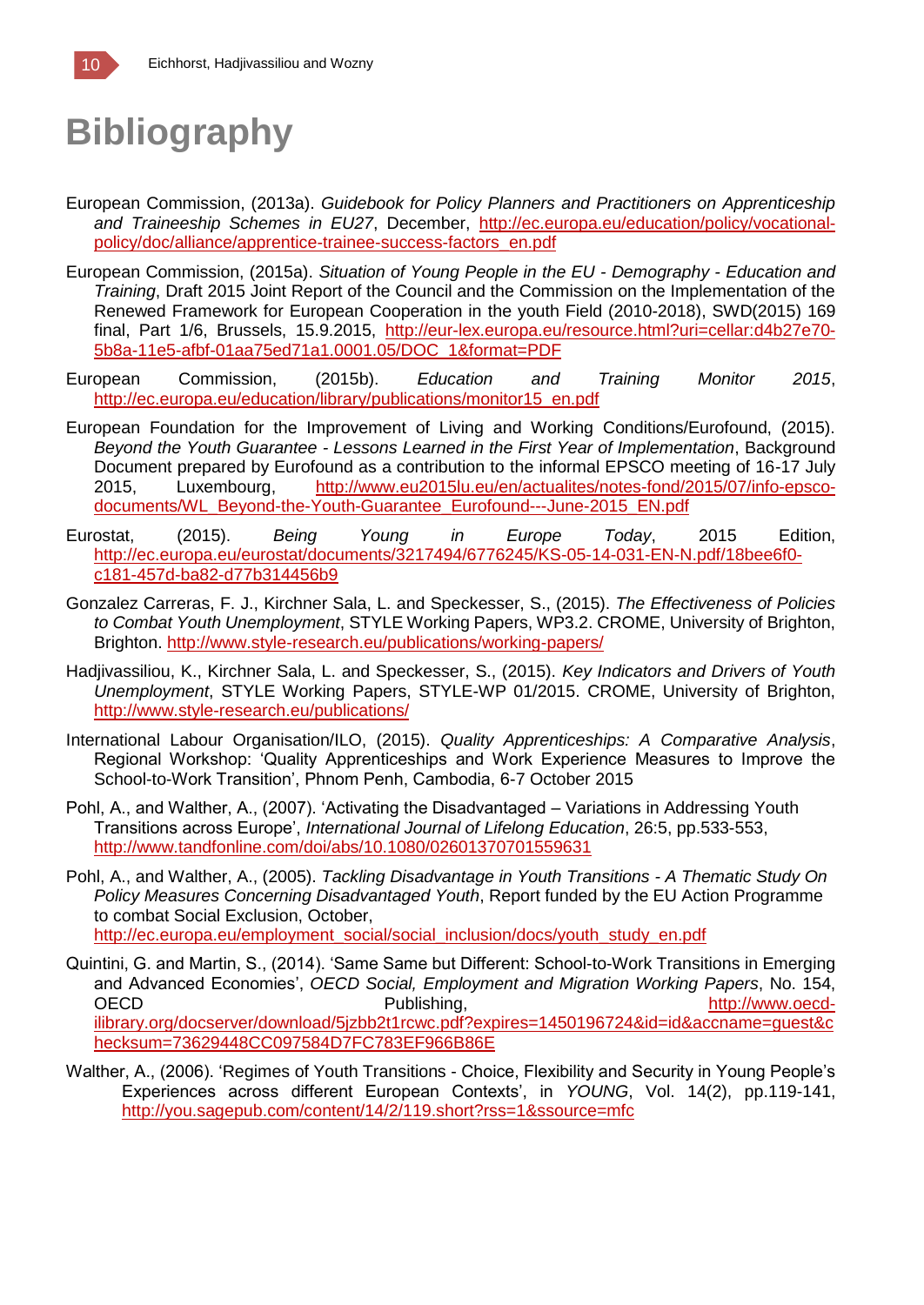# Bibliography

European Commission, (2013a). *Guidebook for Policy Planners and Practitioners on Apprenticeship and Traineeship Schemes in EU27*, December, http://ec.europa.eu/education/policy/vocational-policy/doc/alliance/apprentice-trainee-success-factors_en.pdf

European Commission, (2015a). *Situation of Young People in the EU - Demography - Education and Training*, Draft 2015 Joint Report of the Council and the Commission on the Implementation of the Renewed Framework for European Cooperation in the youth Field (2010-2018), SWD(2015) 169 final, Part 1/6, Brussels, 15.9.2015, http://eur-lex.europa.eu/resource.html?uri=cellar:d4b27e70-5b8a-11e5-afbf-01aa75ed71a1.0001.05/DOC_1&format=PDF

European Commission, (2015b). *Education and Training Monitor 2015*, http://ec.europa.eu/education/library/publications/monitor15_en.pdf

European Foundation for the Improvement of Living and Working Conditions/Eurofound, (2015). *Beyond the Youth Guarantee - Lessons Learned in the First Year of Implementation*, Background Document prepared by Eurofound as a contribution to the informal EPSCO meeting of 16-17 July 2015, Luxembourg, http://www.eu2015lu.eu/en/actualites/notes-fond/2015/07/info-epsco-documents/WL_Beyond-the-Youth-Guarantee_Eurofound---June-2015_EN.pdf

Eurostat, (2015). *Being Young in Europe Today*, 2015 Edition, http://ec.europa.eu/eurostat/documents/3217494/6776245/KS-05-14-031-EN-N.pdf/18bee6f0-c181-457d-ba82-d77b314456b9

Gonzalez Carreras, F. J., Kirchner Sala, L. and Speckesser, S., (2015). *The Effectiveness of Policies to Combat Youth Unemployment*, STYLE Working Papers, WP3.2. CROME, University of Brighton, Brighton. http://www.style-research.eu/publications/working-papers/

Hadjivassiliou, K., Kirchner Sala, L. and Speckesser, S., (2015). *Key Indicators and Drivers of Youth Unemployment*, STYLE Working Papers, STYLE-WP 01/2015. CROME, University of Brighton, http://www.style-research.eu/publications/

International Labour Organisation/ILO, (2015). *Quality Apprenticeships: A Comparative Analysis*, Regional Workshop: 'Quality Apprenticeships and Work Experience Measures to Improve the School-to-Work Transition', Phnom Penh, Cambodia, 6-7 October 2015

Pohl, A., and Walther, A., (2007). 'Activating the Disadvantaged – Variations in Addressing Youth Transitions across Europe', *International Journal of Lifelong Education*, 26:5, pp.533-553, http://www.tandfonline.com/doi/abs/10.1080/02601370701559631

Pohl, A., and Walther, A., (2005). *Tackling Disadvantage in Youth Transitions - A Thematic Study On Policy Measures Concerning Disadvantaged Youth*, Report funded by the EU Action Programme to combat Social Exclusion, October, http://ec.europa.eu/employment_social/social_inclusion/docs/youth_study_en.pdf

Quintini, G. and Martin, S., (2014). 'Same Same but Different: School-to-Work Transitions in Emerging and Advanced Economies', *OECD Social, Employment and Migration Working Papers*, No. 154, OECD Publishing, http://www.oecd-ilibrary.org/docserver/download/5jzbb2t1rcwc.pdf?expires=1450196724&id=id&accname=guest&checksum=73629448CC097584D7FC783EF966B86E

Walther, A., (2006). 'Regimes of Youth Transitions - Choice, Flexibility and Security in Young People's Experiences across different European Contexts', in *YOUNG*, Vol. 14(2), pp.119-141, http://you.sagepub.com/content/14/2/119.short?rss=1&ssource=mfc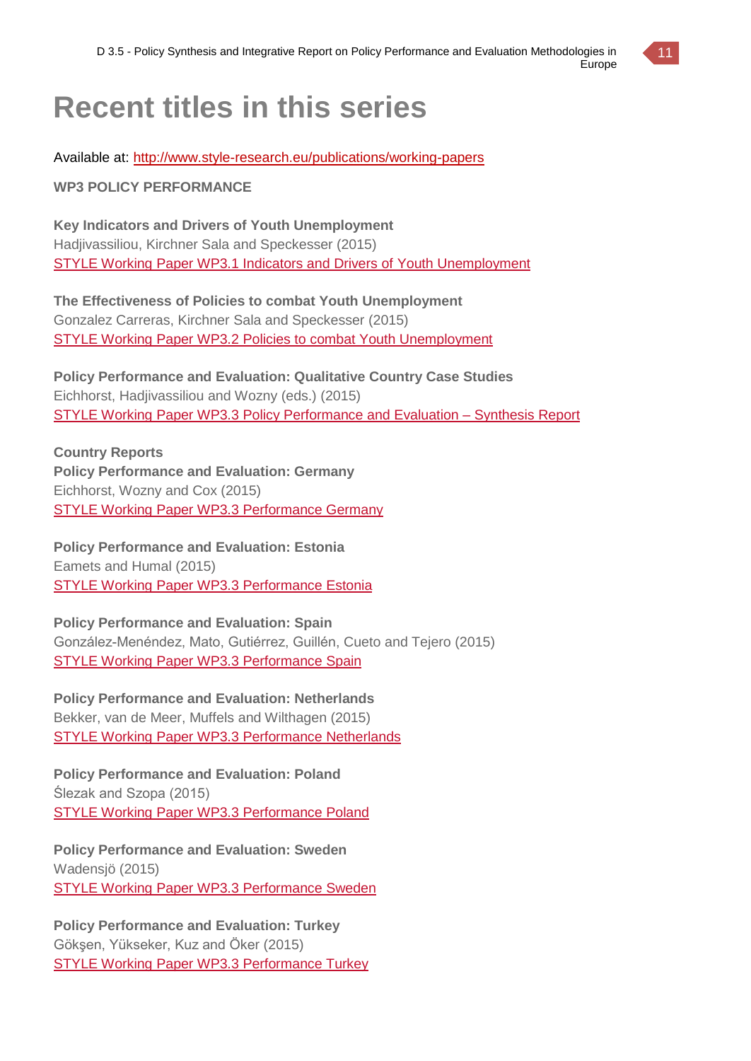# Recent titles in this series

Available at: http://www.style-research.eu/publications/working-papers

**WP3 POLICY PERFORMANCE**

**Key Indicators and Drivers of Youth Unemployment**
Hadjivassiliou, Kirchner Sala and Speckesser (2015)
STYLE Working Paper WP3.1 Indicators and Drivers of Youth Unemployment

**The Effectiveness of Policies to combat Youth Unemployment**
Gonzalez Carreras, Kirchner Sala and Speckesser (2015)
STYLE Working Paper WP3.2 Policies to combat Youth Unemployment

**Policy Performance and Evaluation: Qualitative Country Case Studies**
Eichhorst, Hadjivassiliou and Wozny (eds.) (2015)
STYLE Working Paper WP3.3 Policy Performance and Evaluation – Synthesis Report

**Country Reports**
**Policy Performance and Evaluation: Germany**
Eichhorst, Wozny and Cox (2015)
STYLE Working Paper WP3.3 Performance Germany

**Policy Performance and Evaluation: Estonia**
Eamets and Humal (2015)
STYLE Working Paper WP3.3 Performance Estonia

**Policy Performance and Evaluation: Spain**
González-Menéndez, Mato, Gutiérrez, Guillén, Cueto and Tejero (2015)
STYLE Working Paper WP3.3 Performance Spain

**Policy Performance and Evaluation: Netherlands**
Bekker, van de Meer, Muffels and Wilthagen (2015)
STYLE Working Paper WP3.3 Performance Netherlands

**Policy Performance and Evaluation: Poland**
Ślezak and Szopa (2015)
STYLE Working Paper WP3.3 Performance Poland

**Policy Performance and Evaluation: Sweden**
Wadensjö (2015)
STYLE Working Paper WP3.3 Performance Sweden

**Policy Performance and Evaluation: Turkey**
Gökşen, Yükseker, Kuz and Öker (2015)
STYLE Working Paper WP3.3 Performance Turkey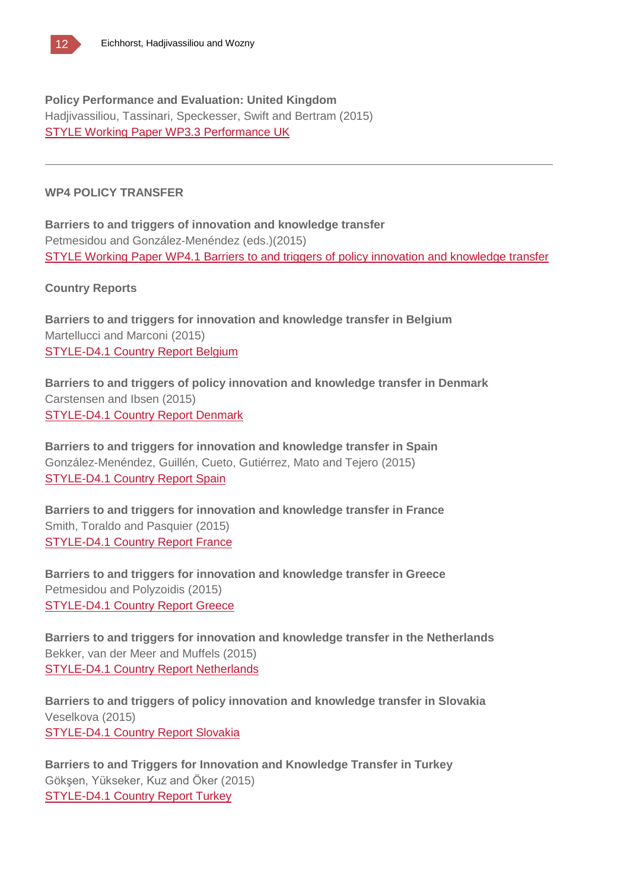**Policy Performance and Evaluation: United Kingdom**
Hadjivassiliou, Tassinari, Speckesser, Swift and Bertram (2015)
STYLE Working Paper WP3.3 Performance UK

---

**WP4 POLICY TRANSFER**

**Barriers to and triggers of innovation and knowledge transfer**
Petmesidou and González-Menéndez (eds.)(2015)
STYLE Working Paper WP4.1 Barriers to and triggers of policy innovation and knowledge transfer

**Country Reports**

**Barriers to and triggers for innovation and knowledge transfer in Belgium**
Martellucci and Marconi (2015)
STYLE-D4.1 Country Report Belgium

**Barriers to and triggers of policy innovation and knowledge transfer in Denmark**
Carstensen and Ibsen (2015)
STYLE-D4.1 Country Report Denmark

**Barriers to and triggers for innovation and knowledge transfer in Spain**
González-Menéndez, Guillén, Cueto, Gutiérrez, Mato and Tejero (2015)
STYLE-D4.1 Country Report Spain

**Barriers to and triggers for innovation and knowledge transfer in France**
Smith, Toraldo and Pasquier (2015)
STYLE-D4.1 Country Report France

**Barriers to and triggers for innovation and knowledge transfer in Greece**
Petmesidou and Polyzoidis (2015)
STYLE-D4.1 Country Report Greece

**Barriers to and triggers for innovation and knowledge transfer in the Netherlands**
Bekker, van der Meer and Muffels (2015)
STYLE-D4.1 Country Report Netherlands

**Barriers to and triggers of policy innovation and knowledge transfer in Slovakia**
Veselkova (2015)
STYLE-D4.1 Country Report Slovakia

**Barriers to and Triggers for Innovation and Knowledge Transfer in Turkey**
Gökşen, Yükseker, Kuz and Öker (2015)
STYLE-D4.1 Country Report Turkey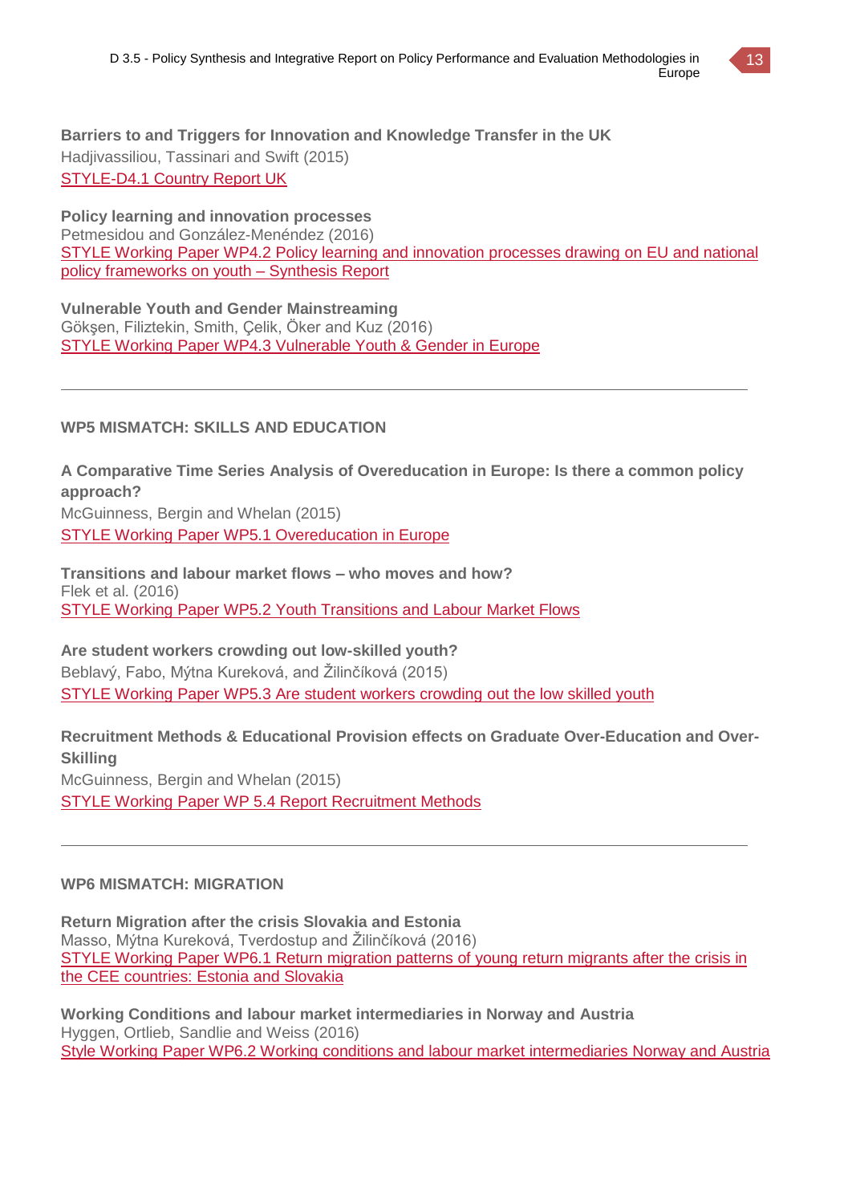**Barriers to and Triggers for Innovation and Knowledge Transfer in the UK**
Hadjivassiliou, Tassinari and Swift (2015)
STYLE-D4.1 Country Report UK

**Policy learning and innovation processes**
Petmesidou and González-Menéndez (2016)
STYLE Working Paper WP4.2 Policy learning and innovation processes drawing on EU and national policy frameworks on youth – Synthesis Report

**Vulnerable Youth and Gender Mainstreaming**
Gökşen, Filiztekin, Smith, Çelik, Öker and Kuz (2016)
STYLE Working Paper WP4.3 Vulnerable Youth & Gender in Europe

---

## WP5 MISMATCH: SKILLS AND EDUCATION

**A Comparative Time Series Analysis of Overeducation in Europe: Is there a common policy approach?**
McGuinness, Bergin and Whelan (2015)
STYLE Working Paper WP5.1 Overeducation in Europe

**Transitions and labour market flows – who moves and how?**
Flek et al. (2016)
STYLE Working Paper WP5.2 Youth Transitions and Labour Market Flows

**Are student workers crowding out low-skilled youth?**
Beblavý, Fabo, Mýtna Kureková, and Žilinčíková (2015)
STYLE Working Paper WP5.3 Are student workers crowding out the low skilled youth

**Recruitment Methods & Educational Provision effects on Graduate Over-Education and Over-Skilling**
McGuinness, Bergin and Whelan (2015)
STYLE Working Paper WP 5.4 Report Recruitment Methods

---

## WP6 MISMATCH: MIGRATION

**Return Migration after the crisis Slovakia and Estonia**
Masso, Mýtna Kureková, Tverdostup and Žilinčíková (2016)
STYLE Working Paper WP6.1 Return migration patterns of young return migrants after the crisis in the CEE countries: Estonia and Slovakia

**Working Conditions and labour market intermediaries in Norway and Austria**
Hyggen, Ortlieb, Sandlie and Weiss (2016)
Style Working Paper WP6.2 Working conditions and labour market intermediaries Norway and Austria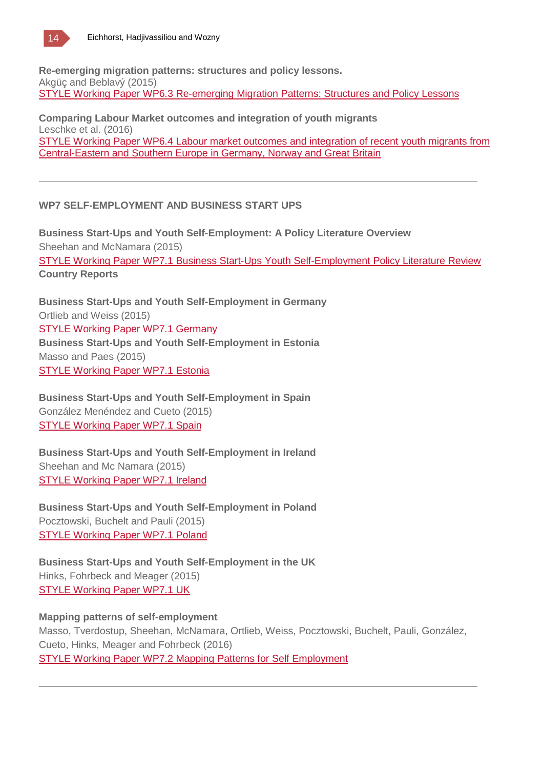**Re-emerging migration patterns: structures and policy lessons.**
Akgüç and Beblavý (2015)
STYLE Working Paper WP6.3 Re-emerging Migration Patterns: Structures and Policy Lessons

**Comparing Labour Market outcomes and integration of youth migrants**
Leschke et al. (2016)
STYLE Working Paper WP6.4 Labour market outcomes and integration of recent youth migrants from Central-Eastern and Southern Europe in Germany, Norway and Great Britain

---

## WP7 SELF-EMPLOYMENT AND BUSINESS START UPS

**Business Start-Ups and Youth Self-Employment: A Policy Literature Overview**
Sheehan and McNamara (2015)
STYLE Working Paper WP7.1 Business Start-Ups Youth Self-Employment Policy Literature Review
**Country Reports**

**Business Start-Ups and Youth Self-Employment in Germany**
Ortlieb and Weiss (2015)
STYLE Working Paper WP7.1 Germany
**Business Start-Ups and Youth Self-Employment in Estonia**
Masso and Paes (2015)
STYLE Working Paper WP7.1 Estonia

**Business Start-Ups and Youth Self-Employment in Spain**
González Menéndez and Cueto (2015)
STYLE Working Paper WP7.1 Spain

**Business Start-Ups and Youth Self-Employment in Ireland**
Sheehan and Mc Namara (2015)
STYLE Working Paper WP7.1 Ireland

**Business Start-Ups and Youth Self-Employment in Poland**
Pocztowski, Buchelt and Pauli (2015)
STYLE Working Paper WP7.1 Poland

**Business Start-Ups and Youth Self-Employment in the UK**
Hinks, Fohrbeck and Meager (2015)
STYLE Working Paper WP7.1 UK

**Mapping patterns of self-employment**
Masso, Tverdostup, Sheehan, McNamara, Ortlieb, Weiss, Pocztowski, Buchelt, Pauli, González, Cueto, Hinks, Meager and Fohrbeck (2016)
STYLE Working Paper WP7.2 Mapping Patterns for Self Employment

---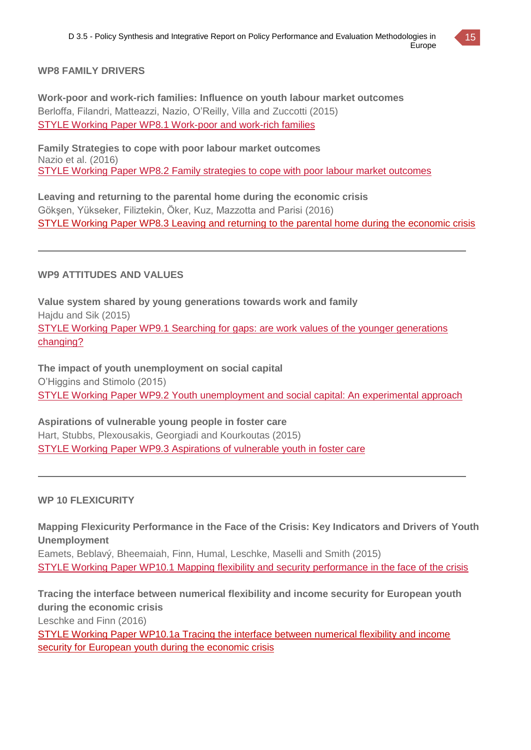## WP8 FAMILY DRIVERS

**Work-poor and work-rich families: Influence on youth labour market outcomes**
Berloffa, Filandri, Matteazzi, Nazio, O'Reilly, Villa and Zuccotti (2015)
STYLE Working Paper WP8.1 Work-poor and work-rich families

**Family Strategies to cope with poor labour market outcomes**
Nazio et al. (2016)
STYLE Working Paper WP8.2 Family strategies to cope with poor labour market outcomes

**Leaving and returning to the parental home during the economic crisis**
Gökşen, Yükseker, Filiztekin, Öker, Kuz, Mazzotta and Parisi (2016)
STYLE Working Paper WP8.3 Leaving and returning to the parental home during the economic crisis

---

## WP9 ATTITUDES AND VALUES

**Value system shared by young generations towards work and family**
Hajdu and Sik (2015)
STYLE Working Paper WP9.1 Searching for gaps: are work values of the younger generations changing?

**The impact of youth unemployment on social capital**
O'Higgins and Stimolo (2015)
STYLE Working Paper WP9.2 Youth unemployment and social capital: An experimental approach

**Aspirations of vulnerable young people in foster care**
Hart, Stubbs, Plexousakis, Georgiadi and Kourkoutas (2015)
STYLE Working Paper WP9.3 Aspirations of vulnerable youth in foster care

---

## WP 10 FLEXICURITY

**Mapping Flexicurity Performance in the Face of the Crisis: Key Indicators and Drivers of Youth Unemployment**
Eamets, Beblavý, Bheemaiah, Finn, Humal, Leschke, Maselli and Smith (2015)
STYLE Working Paper WP10.1 Mapping flexibility and security performance in the face of the crisis

**Tracing the interface between numerical flexibility and income security for European youth during the economic crisis**
Leschke and Finn (2016)
STYLE Working Paper WP10.1a Tracing the interface between numerical flexibility and income security for European youth during the economic crisis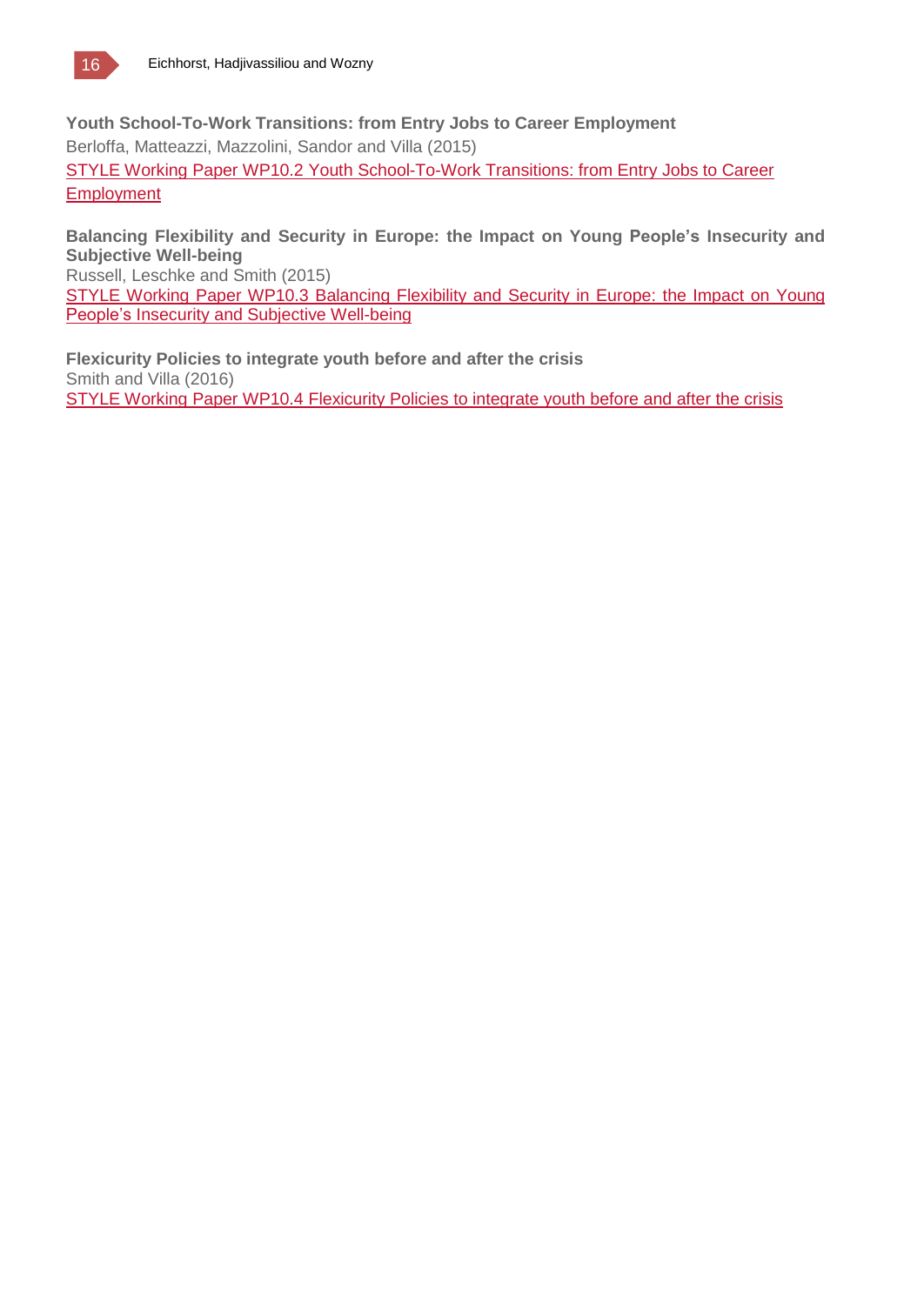**Youth School-To-Work Transitions: from Entry Jobs to Career Employment**
Berloffa, Matteazzi, Mazzolini, Sandor and Villa (2015)
STYLE Working Paper WP10.2 Youth School-To-Work Transitions: from Entry Jobs to Career Employment

**Balancing Flexibility and Security in Europe: the Impact on Young People's Insecurity and Subjective Well-being**
Russell, Leschke and Smith (2015)
STYLE Working Paper WP10.3 Balancing Flexibility and Security in Europe: the Impact on Young People's Insecurity and Subjective Well-being

**Flexicurity Policies to integrate youth before and after the crisis**
Smith and Villa (2016)
STYLE Working Paper WP10.4 Flexicurity Policies to integrate youth before and after the crisis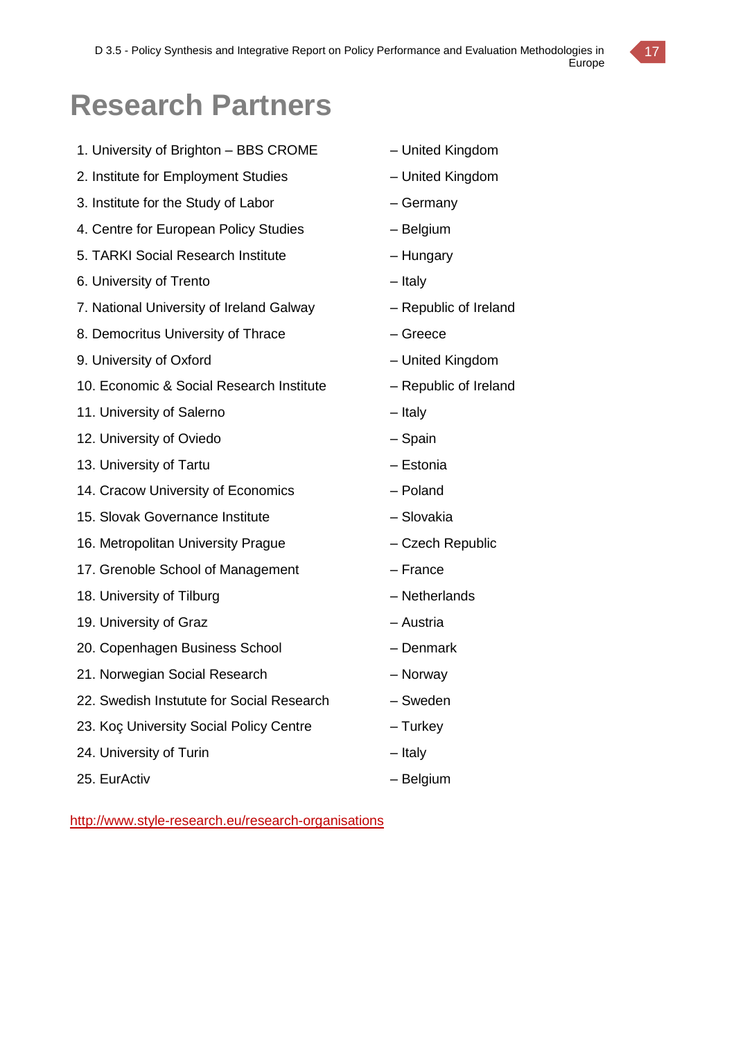# Research Partners

1. University of Brighton – BBS CROME – United Kingdom
2. Institute for Employment Studies – United Kingdom
3. Institute for the Study of Labor – Germany
4. Centre for European Policy Studies – Belgium
5. TARKI Social Research Institute – Hungary
6. University of Trento – Italy
7. National University of Ireland Galway – Republic of Ireland
8. Democritus University of Thrace – Greece
9. University of Oxford – United Kingdom
10. Economic & Social Research Institute – Republic of Ireland
11. University of Salerno – Italy
12. University of Oviedo – Spain
13. University of Tartu – Estonia
14. Cracow University of Economics – Poland
15. Slovak Governance Institute – Slovakia
16. Metropolitan University Prague – Czech Republic
17. Grenoble School of Management – France
18. University of Tilburg – Netherlands
19. University of Graz – Austria
20. Copenhagen Business School – Denmark
21. Norwegian Social Research – Norway
22. Swedish Instutute for Social Research – Sweden
23. Koç University Social Policy Centre – Turkey
24. University of Turin – Italy
25. EurActiv – Belgium

http://www.style-research.eu/research-organisations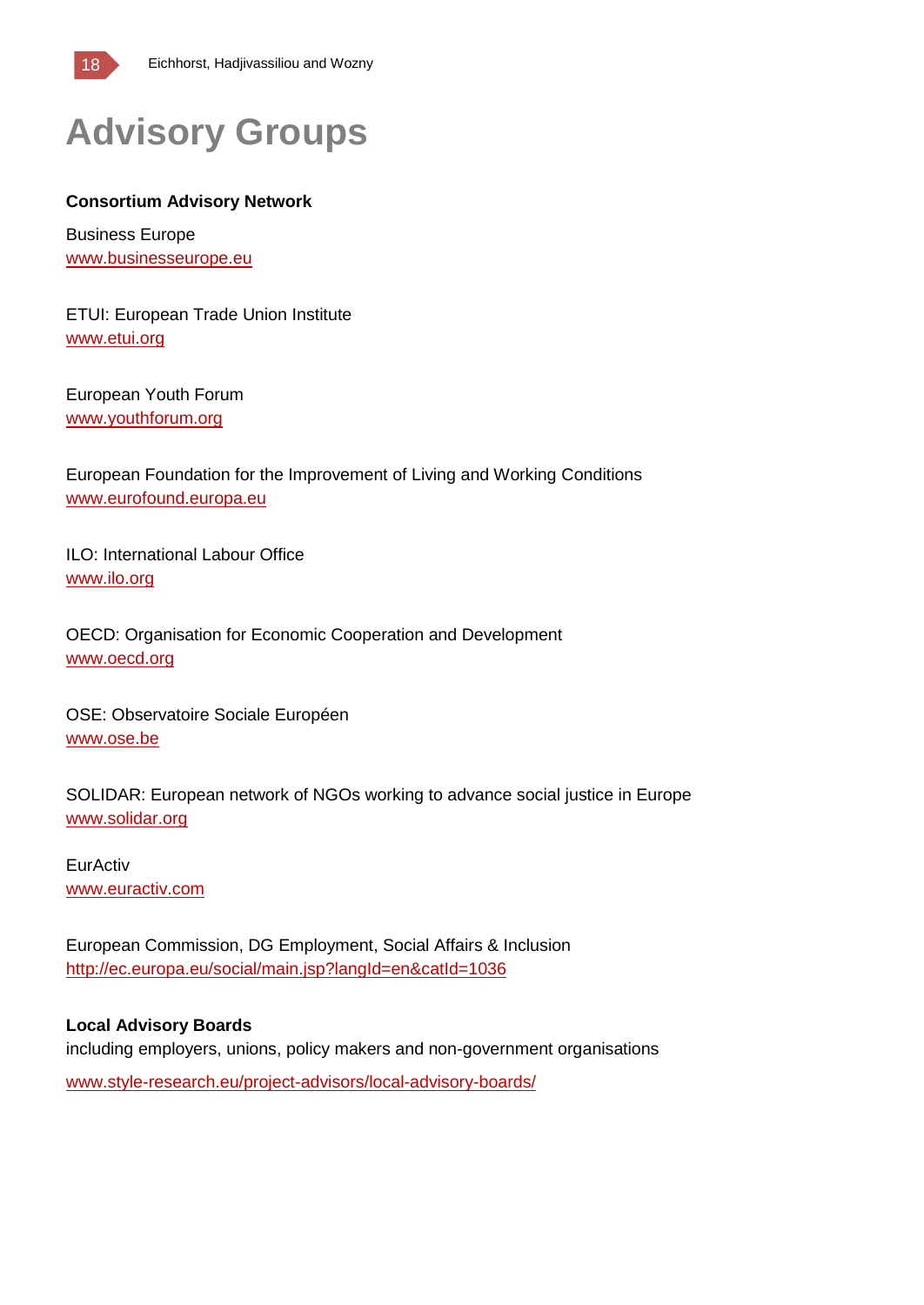# Advisory Groups

**Consortium Advisory Network**

Business Europe
www.businesseurope.eu

ETUI: European Trade Union Institute
www.etui.org

European Youth Forum
www.youthforum.org

European Foundation for the Improvement of Living and Working Conditions
www.eurofound.europa.eu

ILO: International Labour Office
www.ilo.org

OECD: Organisation for Economic Cooperation and Development
www.oecd.org

OSE: Observatoire Sociale Européen
www.ose.be

SOLIDAR: European network of NGOs working to advance social justice in Europe
www.solidar.org

EurActiv
www.euractiv.com

European Commission, DG Employment, Social Affairs & Inclusion
http://ec.europa.eu/social/main.jsp?langId=en&catId=1036

**Local Advisory Boards**
including employers, unions, policy makers and non-government organisations

www.style-research.eu/project-advisors/local-advisory-boards/